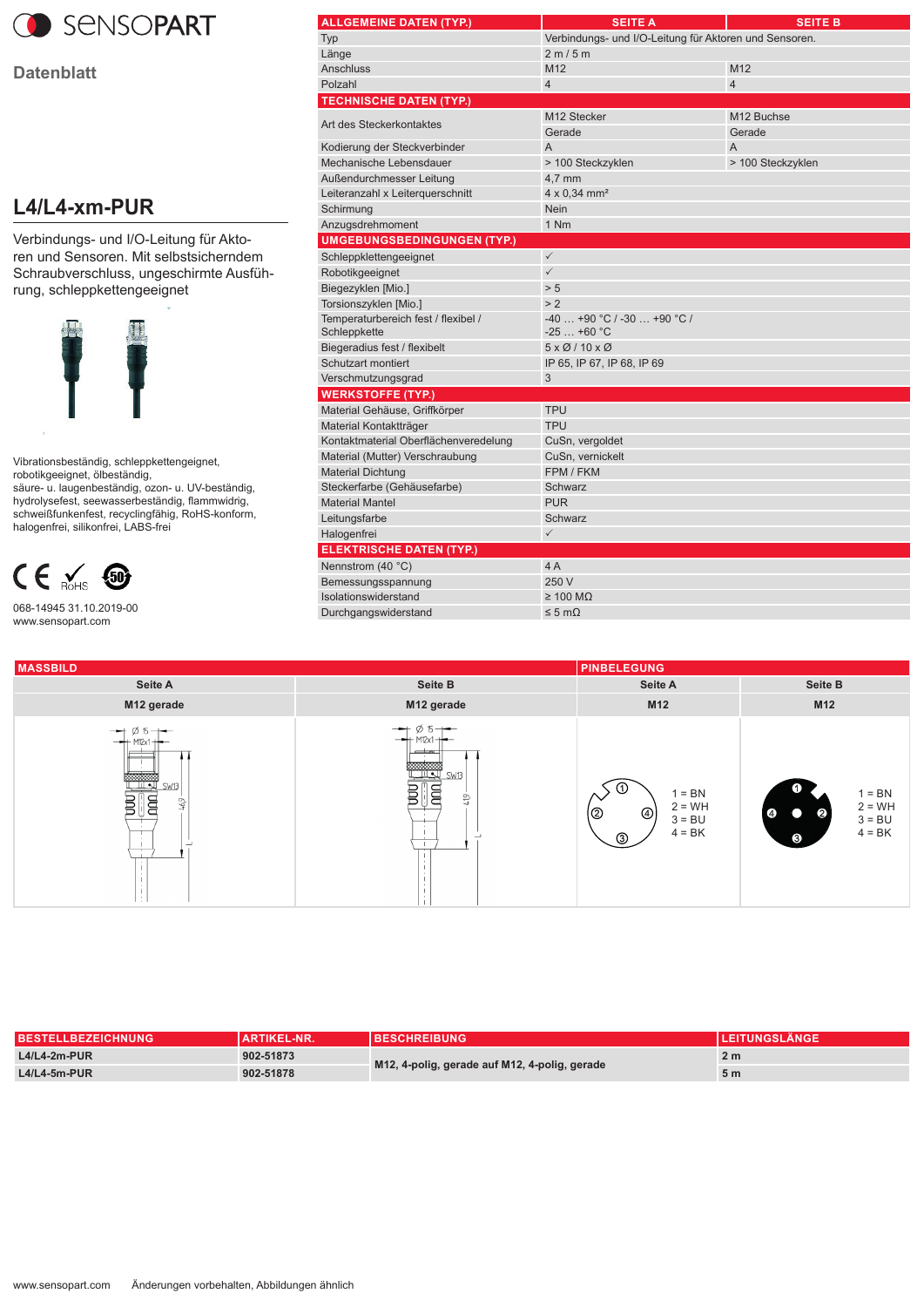Datenblatt

## L4/L4-xm-PUR

Verbindungs- und I/O-Leitung für Aktoren und Sensoren. Mit selbstsicherndem Schraubverschluss, ungeschirmte Ausführung, schleppkettengeeignet

Vibrationsbeständig, schleppkettengeeignet, robotikgeeignet, ölbeständig,
säure- u. laugenbeständig, ozon- u. UV-beständig, hydrolysefest, seewasserbeständig, flammwidrig, schweißfunkenfest, recyclingfähig, RoHS-konform, halogenfrei, silikonfrei, LABS-frei

068-14945 31.10.2019-00
www.sensopart.com

| ALLGEMEINE DATEN (TYP.) | SEITE A | SEITE B |
|---|---|---|
| Typ | Verbindungs- und I/O-Leitung für Aktoren und Sensoren. | |
| Länge | 2 m / 5 m | |
| Anschluss | M12 | M12 |
| Polzahl | 4 | 4 |
| **TECHNISCHE DATEN (TYP.)** | | |
| Art des Steckerkontaktes | M12 Stecker<br>Gerade | M12 Buchse<br>Gerade |
| Kodierung der Steckverbinder | A | A |
| Mechanische Lebensdauer | > 100 Steckzyklen | > 100 Steckzyklen |
| Außendurchmesser Leitung | 4,7 mm | |
| Leiteranzahl x Leiterquerschnitt | 4 x 0,34 mm² | |
| Schirmung | Nein | |
| Anzugsdrehmoment | 1 Nm | |
| **UMGEBUNGSBEDINGUNGEN (TYP.)** | | |
| Schleppklettengeeignet | ✓ | |
| Robotikgeeignet | ✓ | |
| Biegezyklen [Mio.] | > 5 | |
| Torsionszyklen [Mio.] | > 2 | |
| Temperaturbereich fest / flexibel / Schleppkette | -40 … +90 °C / -30 … +90 °C / -25 … +60 °C | |
| Biegeradius fest / flexibelt | 5 x Ø / 10 x Ø | |
| Schutzart montiert | IP 65, IP 67, IP 68, IP 69 | |
| Verschmutzungsgrad | 3 | |
| **WERKSTOFFE (TYP.)** | | |
| Material Gehäuse, Griffkörper | TPU | |
| Material Kontaktträger | TPU | |
| Kontaktmaterial Oberflächenveredelung | CuSn, vergoldet | |
| Material (Mutter) Verschraubung | CuSn, vernickelt | |
| Material Dichtung | FPM / FKM | |
| Steckerfarbe (Gehäusefarbe) | Schwarz | |
| Material Mantel | PUR | |
| Leitungsfarbe | Schwarz | |
| Halogenfrei | ✓ | |
| **ELEKTRISCHE DATEN (TYP.)** | | |
| Nennstrom (40 °C) | 4 A | |
| Bemessungsspannung | 250 V | |
| Isolationswiderstand | ≥ 100 MΩ | |
| Durchgangswiderstand | ≤ 5 mΩ | |

| MASSBILD | | PINBELEGUNG | |
|---|---|---|---|
| Seite A | Seite B | Seite A | Seite B |
| M12 gerade | M12 gerade | M12 | M12 |
| Ø 15, M12x1, SW13, 46,9, L | Ø 15, M12x1, SW13, 41,9, L | 1 = BN<br>2 = WH<br>3 = BU<br>4 = BK | 1 = BN<br>2 = WH<br>3 = BU<br>4 = BK |

| BESTELLBEZEICHNUNG | ARTIKEL-NR. | BESCHREIBUNG | LEITUNGSLÄNGE |
|---|---|---|---|
| **L4/L4-2m-PUR** | **902-51873** | **M12, 4-polig, gerade auf M12, 4-polig, gerade** | **2 m** |
| **L4/L4-5m-PUR** | **902-51878** | | **5 m** |

www.sensopart.com Änderungen vorbehalten, Abbildungen ähnlich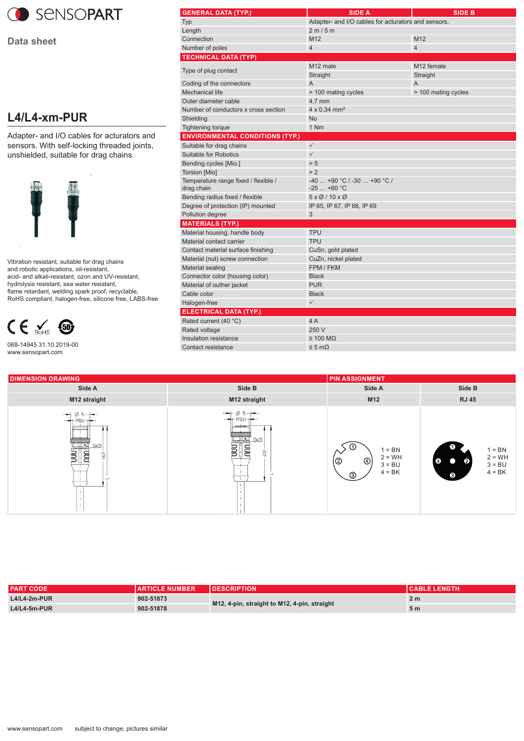SENSOPART

Data sheet

# L4/L4-xm-PUR

Adapter- and I/O cables for acturators and sensors. With self-locking threaded joints, unshielded, suitable for drag chains.

Vibration resistant, suitable for drag chains and robotic applications, oil-resistant, acid- and alkali-resistant, ozon and UV-resistant, hydrolysis resistant, sea water resistant, flame retardant, welding spark proof, recyclable, RoHS compliant, halogen-free, silicone free, LABS-free

068-14945 31.10.2019-00
www.sensopart.com

| GENERAL DATA (TYP.) | SIDE A | SIDE B |
|---|---|---|
| Typ | Adapter- and I/O cables for acturators and sensors. | |
| Length | 2 m / 5 m | |
| Connection | M12 | M12 |
| Number of poles | 4 | 4 |
| **TECHNICAL DATA (TYP)** | | |
| Type of plug contact | M12 male<br>Straight | M12 female<br>Straight |
| Coding of the connectors | A | A |
| Mechanical life | > 100 mating cycles | > 100 mating cycles |
| Outer diameter cable | 4,7 mm | |
| Number of conductors x cross section | 4 x 0,34 mm² | |
| Shielding | No | |
| Tightening torque | 1 Nm | |
| **ENVIRONMENTAL CONDITIONS (TYP.)** | | |
| Suitable for drag chains | ✓ | |
| Suitable for Robotics | ✓ | |
| Bending cycles [Mio.] | > 5 | |
| Torsion [Mio] | > 2 | |
| Temperature range fixed / flexible / drag chain | -40 … +90 °C / -30 … +90 °C / -25 … +60 °C | |
| Bending radius fixed / flexible | 5 x Ø / 10 x Ø | |
| Degree of protection (IP) mounted | IP 65, IP 67, IP 68, IP 69 | |
| Pollution degree | 3 | |
| **MATERIALS (TYP.)** | | |
| Material housing, handle body | TPU | |
| Material contact carrier | TPU | |
| Contact material surface finishing | CuSn, gold plated | |
| Material (nut) screw connection | CuZn, nickel plated | |
| Material sealing | FPM / FKM | |
| Connector color (housing color) | Black | |
| Material of outher jacket | PUR | |
| Cable color | Black | |
| Halogen-free | ✓ | |
| **ELECTRICAL DATA (TYP.)** | | |
| Rated current (40 °C) | 4 A | |
| Rated voltage | 250 V | |
| Insulation resistance | ≥ 100 MΩ | |
| Contact resistance | ≤ 5 mΩ | |

## DIMENSION DRAWING

| Side A | Side B |
|---|---|
| M12 straight | M12 straight |

Side A: Ø 15, M12x1, SW13, 46,9, L

Side B: Ø 15, M12x1, SW13, 41,9, L

## PIN ASSIGNMENT

| Side A | Side B |
|---|---|
| M12 | RJ 45 |
| 1 = BN<br>2 = WH<br>3 = BU<br>4 = BK | 1 = BN<br>2 = WH<br>3 = BU<br>4 = BK |

| PART CODE | ARTICLE NUMBER | DESCRIPTION | CABLE LENGTH |
|---|---|---|---|
| **L4/L4-2m-PUR** | **902-51873** | **M12, 4-pin, straight to M12, 4-pin, straight** | **2 m** |
| **L4/L4-5m-PUR** | **902-51878** | | **5 m** |

www.sensopart.com subject to change, pictures similar